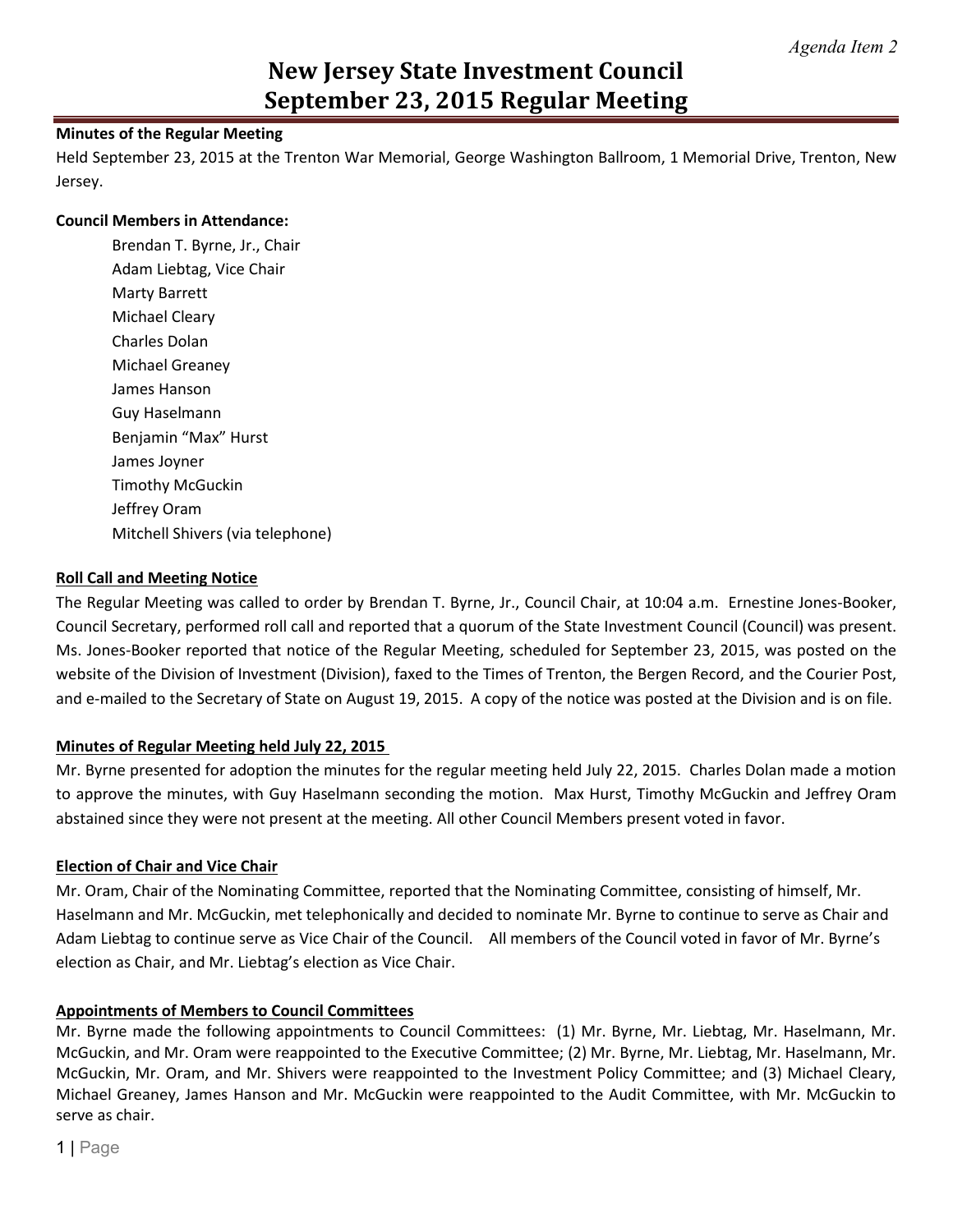*Agenda Item 2*

# New Jersey State Investment Council
# September 23, 2015 Regular Meeting

**Minutes of the Regular Meeting**

Held September 23, 2015 at the Trenton War Memorial, George Washington Ballroom, 1 Memorial Drive, Trenton, New Jersey.

**Council Members in Attendance:**

Brendan T. Byrne, Jr., Chair
Adam Liebtag, Vice Chair
Marty Barrett
Michael Cleary
Charles Dolan
Michael Greaney
James Hanson
Guy Haselmann
Benjamin "Max" Hurst
James Joyner
Timothy McGuckin
Jeffrey Oram
Mitchell Shivers (via telephone)

**Roll Call and Meeting Notice**

The Regular Meeting was called to order by Brendan T. Byrne, Jr., Council Chair, at 10:04 a.m. Ernestine Jones-Booker, Council Secretary, performed roll call and reported that a quorum of the State Investment Council (Council) was present. Ms. Jones-Booker reported that notice of the Regular Meeting, scheduled for September 23, 2015, was posted on the website of the Division of Investment (Division), faxed to the Times of Trenton, the Bergen Record, and the Courier Post, and e-mailed to the Secretary of State on August 19, 2015. A copy of the notice was posted at the Division and is on file.

**Minutes of Regular Meeting held July 22, 2015**

Mr. Byrne presented for adoption the minutes for the regular meeting held July 22, 2015. Charles Dolan made a motion to approve the minutes, with Guy Haselmann seconding the motion. Max Hurst, Timothy McGuckin and Jeffrey Oram abstained since they were not present at the meeting. All other Council Members present voted in favor.

**Election of Chair and Vice Chair**

Mr. Oram, Chair of the Nominating Committee, reported that the Nominating Committee, consisting of himself, Mr. Haselmann and Mr. McGuckin, met telephonically and decided to nominate Mr. Byrne to continue to serve as Chair and Adam Liebtag to continue serve as Vice Chair of the Council. All members of the Council voted in favor of Mr. Byrne's election as Chair, and Mr. Liebtag's election as Vice Chair.

**Appointments of Members to Council Committees**

Mr. Byrne made the following appointments to Council Committees: (1) Mr. Byrne, Mr. Liebtag, Mr. Haselmann, Mr. McGuckin, and Mr. Oram were reappointed to the Executive Committee; (2) Mr. Byrne, Mr. Liebtag, Mr. Haselmann, Mr. McGuckin, Mr. Oram, and Mr. Shivers were reappointed to the Investment Policy Committee; and (3) Michael Cleary, Michael Greaney, James Hanson and Mr. McGuckin were reappointed to the Audit Committee, with Mr. McGuckin to serve as chair.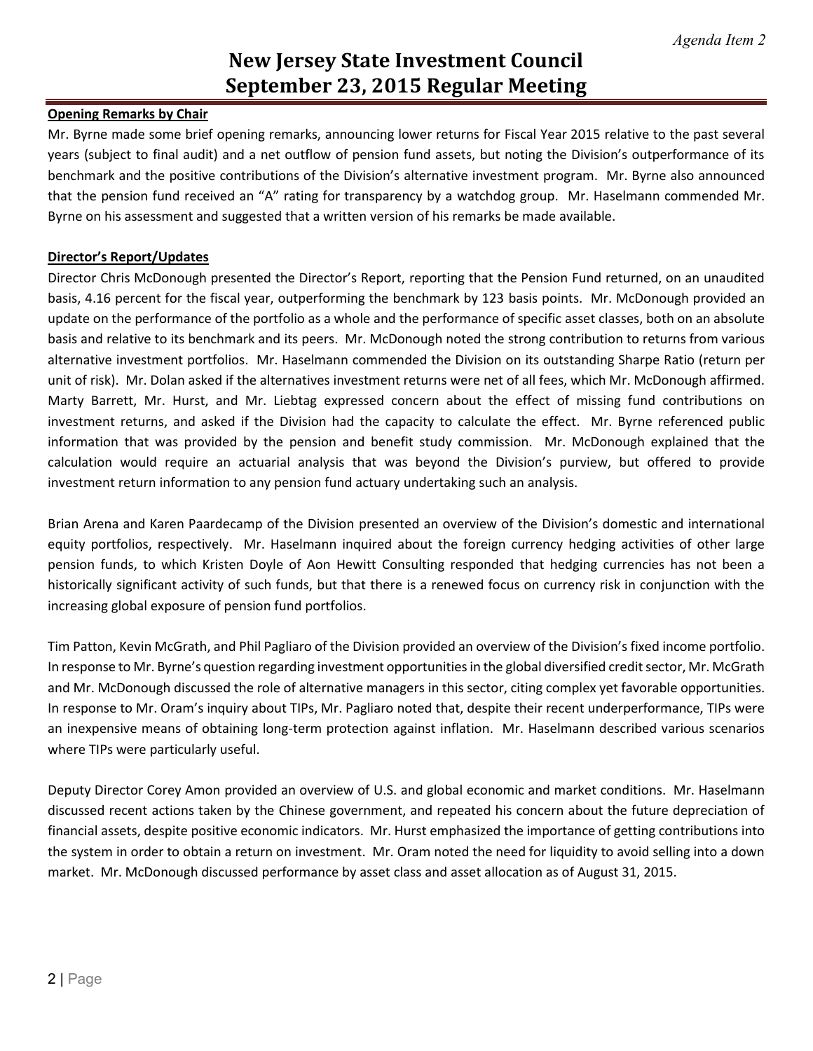*Agenda Item 2*

# New Jersey State Investment Council
# September 23, 2015 Regular Meeting

**Opening Remarks by Chair**

Mr. Byrne made some brief opening remarks, announcing lower returns for Fiscal Year 2015 relative to the past several years (subject to final audit) and a net outflow of pension fund assets, but noting the Division's outperformance of its benchmark and the positive contributions of the Division's alternative investment program. Mr. Byrne also announced that the pension fund received an "A" rating for transparency by a watchdog group. Mr. Haselmann commended Mr. Byrne on his assessment and suggested that a written version of his remarks be made available.

**Director's Report/Updates**

Director Chris McDonough presented the Director's Report, reporting that the Pension Fund returned, on an unaudited basis, 4.16 percent for the fiscal year, outperforming the benchmark by 123 basis points. Mr. McDonough provided an update on the performance of the portfolio as a whole and the performance of specific asset classes, both on an absolute basis and relative to its benchmark and its peers. Mr. McDonough noted the strong contribution to returns from various alternative investment portfolios. Mr. Haselmann commended the Division on its outstanding Sharpe Ratio (return per unit of risk). Mr. Dolan asked if the alternatives investment returns were net of all fees, which Mr. McDonough affirmed. Marty Barrett, Mr. Hurst, and Mr. Liebtag expressed concern about the effect of missing fund contributions on investment returns, and asked if the Division had the capacity to calculate the effect. Mr. Byrne referenced public information that was provided by the pension and benefit study commission. Mr. McDonough explained that the calculation would require an actuarial analysis that was beyond the Division's purview, but offered to provide investment return information to any pension fund actuary undertaking such an analysis.

Brian Arena and Karen Paardecamp of the Division presented an overview of the Division's domestic and international equity portfolios, respectively. Mr. Haselmann inquired about the foreign currency hedging activities of other large pension funds, to which Kristen Doyle of Aon Hewitt Consulting responded that hedging currencies has not been a historically significant activity of such funds, but that there is a renewed focus on currency risk in conjunction with the increasing global exposure of pension fund portfolios.

Tim Patton, Kevin McGrath, and Phil Pagliaro of the Division provided an overview of the Division's fixed income portfolio. In response to Mr. Byrne's question regarding investment opportunities in the global diversified credit sector, Mr. McGrath and Mr. McDonough discussed the role of alternative managers in this sector, citing complex yet favorable opportunities. In response to Mr. Oram's inquiry about TIPs, Mr. Pagliaro noted that, despite their recent underperformance, TIPs were an inexpensive means of obtaining long-term protection against inflation. Mr. Haselmann described various scenarios where TIPs were particularly useful.

Deputy Director Corey Amon provided an overview of U.S. and global economic and market conditions. Mr. Haselmann discussed recent actions taken by the Chinese government, and repeated his concern about the future depreciation of financial assets, despite positive economic indicators. Mr. Hurst emphasized the importance of getting contributions into the system in order to obtain a return on investment. Mr. Oram noted the need for liquidity to avoid selling into a down market. Mr. McDonough discussed performance by asset class and asset allocation as of August 31, 2015.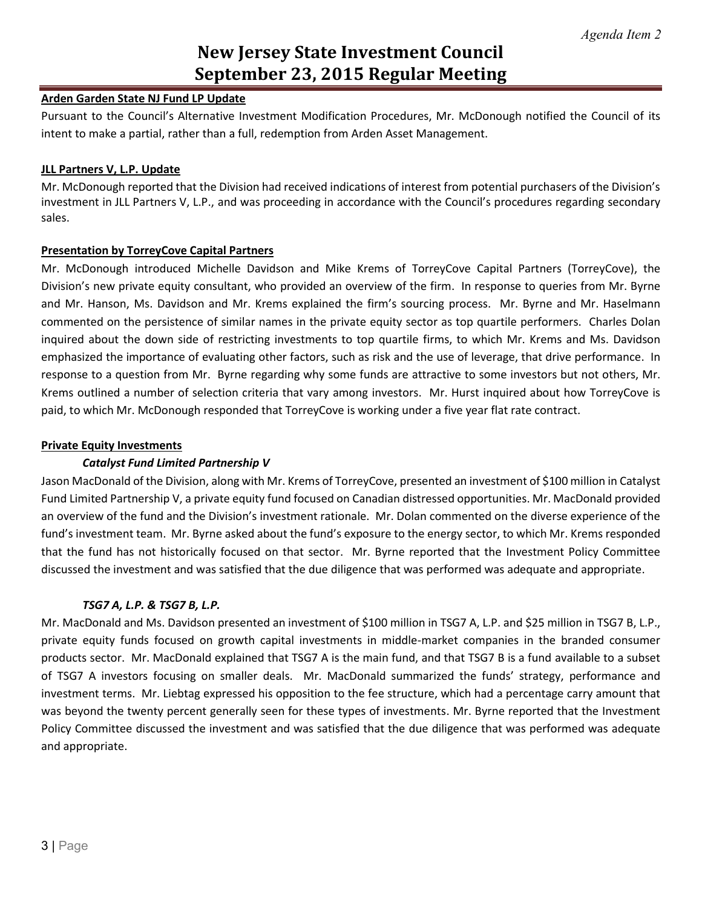**Arden Garden State NJ Fund LP Update**

Pursuant to the Council's Alternative Investment Modification Procedures, Mr. McDonough notified the Council of its intent to make a partial, rather than a full, redemption from Arden Asset Management.

**JLL Partners V, L.P. Update**

Mr. McDonough reported that the Division had received indications of interest from potential purchasers of the Division's investment in JLL Partners V, L.P., and was proceeding in accordance with the Council's procedures regarding secondary sales.

**Presentation by TorreyCove Capital Partners**

Mr. McDonough introduced Michelle Davidson and Mike Krems of TorreyCove Capital Partners (TorreyCove), the Division's new private equity consultant, who provided an overview of the firm. In response to queries from Mr. Byrne and Mr. Hanson, Ms. Davidson and Mr. Krems explained the firm's sourcing process. Mr. Byrne and Mr. Haselmann commented on the persistence of similar names in the private equity sector as top quartile performers. Charles Dolan inquired about the down side of restricting investments to top quartile firms, to which Mr. Krems and Ms. Davidson emphasized the importance of evaluating other factors, such as risk and the use of leverage, that drive performance. In response to a question from Mr. Byrne regarding why some funds are attractive to some investors but not others, Mr. Krems outlined a number of selection criteria that vary among investors. Mr. Hurst inquired about how TorreyCove is paid, to which Mr. McDonough responded that TorreyCove is working under a five year flat rate contract.

**Private Equity Investments**

***Catalyst Fund Limited Partnership V***

Jason MacDonald of the Division, along with Mr. Krems of TorreyCove, presented an investment of $100 million in Catalyst Fund Limited Partnership V, a private equity fund focused on Canadian distressed opportunities. Mr. MacDonald provided an overview of the fund and the Division's investment rationale. Mr. Dolan commented on the diverse experience of the fund's investment team. Mr. Byrne asked about the fund's exposure to the energy sector, to which Mr. Krems responded that the fund has not historically focused on that sector. Mr. Byrne reported that the Investment Policy Committee discussed the investment and was satisfied that the due diligence that was performed was adequate and appropriate.

***TSG7 A, L.P. & TSG7 B, L.P.***

Mr. MacDonald and Ms. Davidson presented an investment of $100 million in TSG7 A, L.P. and $25 million in TSG7 B, L.P., private equity funds focused on growth capital investments in middle-market companies in the branded consumer products sector. Mr. MacDonald explained that TSG7 A is the main fund, and that TSG7 B is a fund available to a subset of TSG7 A investors focusing on smaller deals. Mr. MacDonald summarized the funds' strategy, performance and investment terms. Mr. Liebtag expressed his opposition to the fee structure, which had a percentage carry amount that was beyond the twenty percent generally seen for these types of investments. Mr. Byrne reported that the Investment Policy Committee discussed the investment and was satisfied that the due diligence that was performed was adequate and appropriate.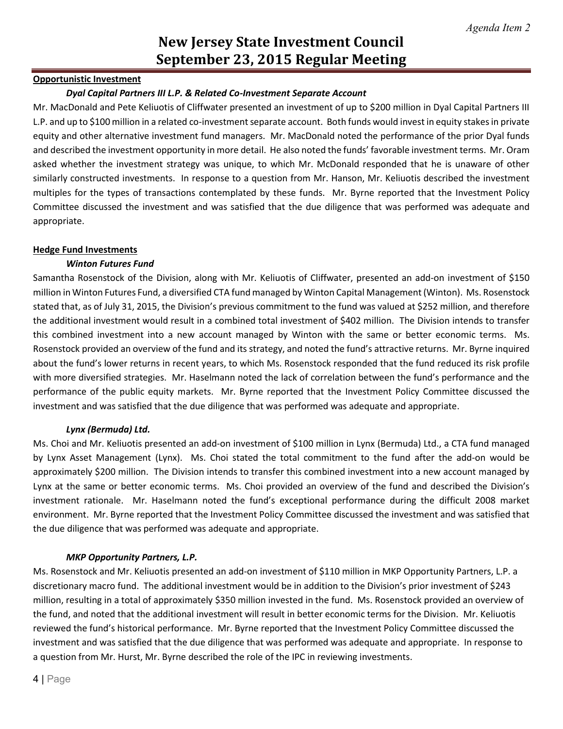**Opportunistic Investment**

***Dyal Capital Partners III L.P. & Related Co-Investment Separate Account***

Mr. MacDonald and Pete Keliuotis of Cliffwater presented an investment of up to $200 million in Dyal Capital Partners III L.P. and up to $100 million in a related co-investment separate account. Both funds would invest in equity stakes in private equity and other alternative investment fund managers. Mr. MacDonald noted the performance of the prior Dyal funds and described the investment opportunity in more detail. He also noted the funds' favorable investment terms. Mr. Oram asked whether the investment strategy was unique, to which Mr. McDonald responded that he is unaware of other similarly constructed investments. In response to a question from Mr. Hanson, Mr. Keliuotis described the investment multiples for the types of transactions contemplated by these funds. Mr. Byrne reported that the Investment Policy Committee discussed the investment and was satisfied that the due diligence that was performed was adequate and appropriate.

**Hedge Fund Investments**

***Winton Futures Fund***

Samantha Rosenstock of the Division, along with Mr. Keliuotis of Cliffwater, presented an add-on investment of $150 million in Winton Futures Fund, a diversified CTA fund managed by Winton Capital Management (Winton). Ms. Rosenstock stated that, as of July 31, 2015, the Division's previous commitment to the fund was valued at $252 million, and therefore the additional investment would result in a combined total investment of $402 million. The Division intends to transfer this combined investment into a new account managed by Winton with the same or better economic terms. Ms. Rosenstock provided an overview of the fund and its strategy, and noted the fund's attractive returns. Mr. Byrne inquired about the fund's lower returns in recent years, to which Ms. Rosenstock responded that the fund reduced its risk profile with more diversified strategies. Mr. Haselmann noted the lack of correlation between the fund's performance and the performance of the public equity markets. Mr. Byrne reported that the Investment Policy Committee discussed the investment and was satisfied that the due diligence that was performed was adequate and appropriate.

***Lynx (Bermuda) Ltd.***

Ms. Choi and Mr. Keliuotis presented an add-on investment of $100 million in Lynx (Bermuda) Ltd., a CTA fund managed by Lynx Asset Management (Lynx). Ms. Choi stated the total commitment to the fund after the add-on would be approximately $200 million. The Division intends to transfer this combined investment into a new account managed by Lynx at the same or better economic terms. Ms. Choi provided an overview of the fund and described the Division's investment rationale. Mr. Haselmann noted the fund's exceptional performance during the difficult 2008 market environment. Mr. Byrne reported that the Investment Policy Committee discussed the investment and was satisfied that the due diligence that was performed was adequate and appropriate.

***MKP Opportunity Partners, L.P.***

Ms. Rosenstock and Mr. Keliuotis presented an add-on investment of $110 million in MKP Opportunity Partners, L.P. a discretionary macro fund. The additional investment would be in addition to the Division's prior investment of $243 million, resulting in a total of approximately $350 million invested in the fund. Ms. Rosenstock provided an overview of the fund, and noted that the additional investment will result in better economic terms for the Division. Mr. Keliuotis reviewed the fund's historical performance. Mr. Byrne reported that the Investment Policy Committee discussed the investment and was satisfied that the due diligence that was performed was adequate and appropriate. In response to a question from Mr. Hurst, Mr. Byrne described the role of the IPC in reviewing investments.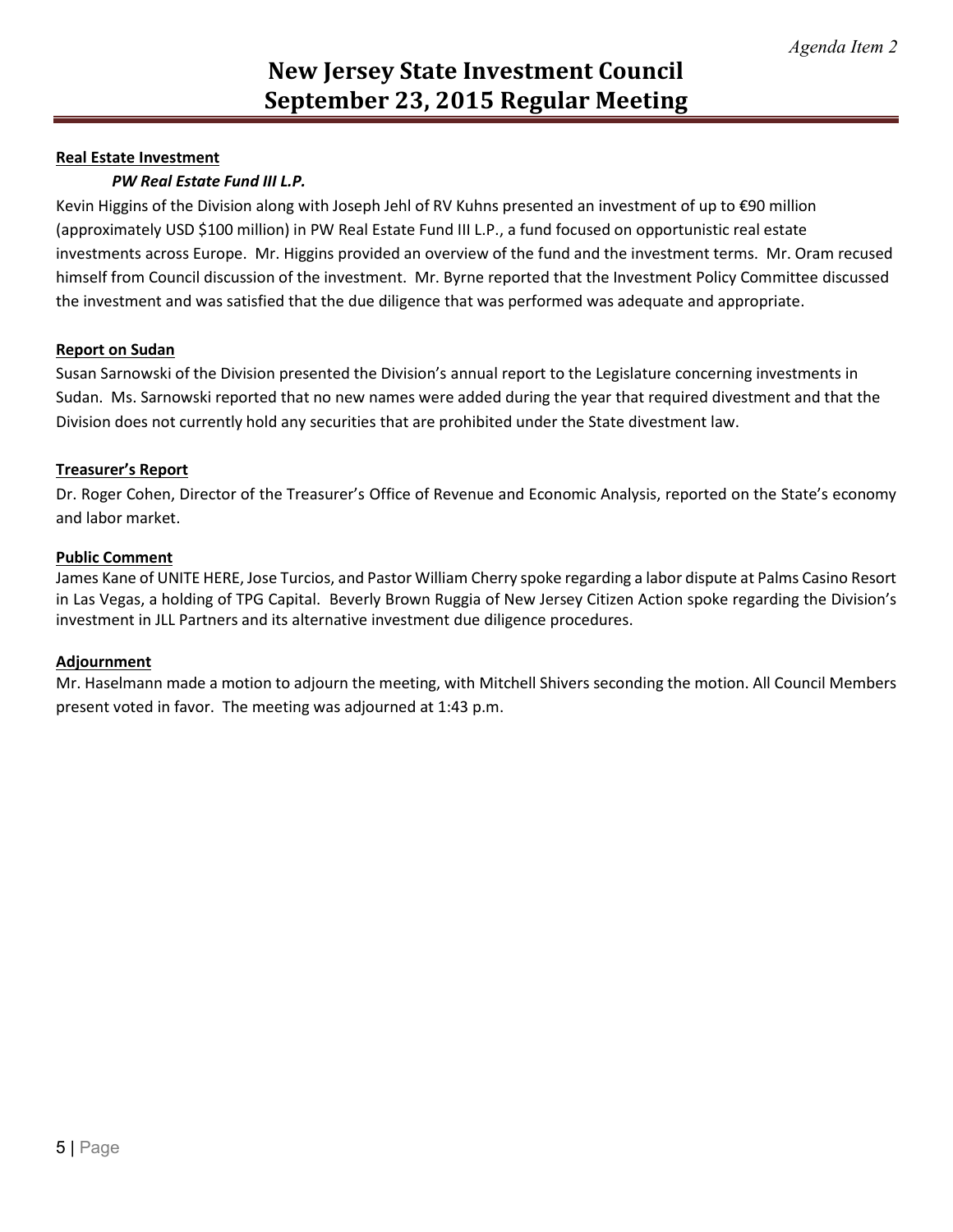# New Jersey State Investment Council
# September 23, 2015 Regular Meeting

**Real Estate Investment**

***PW Real Estate Fund III L.P.***

Kevin Higgins of the Division along with Joseph Jehl of RV Kuhns presented an investment of up to €90 million (approximately USD $100 million) in PW Real Estate Fund III L.P., a fund focused on opportunistic real estate investments across Europe. Mr. Higgins provided an overview of the fund and the investment terms. Mr. Oram recused himself from Council discussion of the investment. Mr. Byrne reported that the Investment Policy Committee discussed the investment and was satisfied that the due diligence that was performed was adequate and appropriate.

**Report on Sudan**

Susan Sarnowski of the Division presented the Division's annual report to the Legislature concerning investments in Sudan. Ms. Sarnowski reported that no new names were added during the year that required divestment and that the Division does not currently hold any securities that are prohibited under the State divestment law.

**Treasurer's Report**

Dr. Roger Cohen, Director of the Treasurer's Office of Revenue and Economic Analysis, reported on the State's economy and labor market.

**Public Comment**

James Kane of UNITE HERE, Jose Turcios, and Pastor William Cherry spoke regarding a labor dispute at Palms Casino Resort in Las Vegas, a holding of TPG Capital. Beverly Brown Ruggia of New Jersey Citizen Action spoke regarding the Division's investment in JLL Partners and its alternative investment due diligence procedures.

**Adjournment**

Mr. Haselmann made a motion to adjourn the meeting, with Mitchell Shivers seconding the motion. All Council Members present voted in favor. The meeting was adjourned at 1:43 p.m.